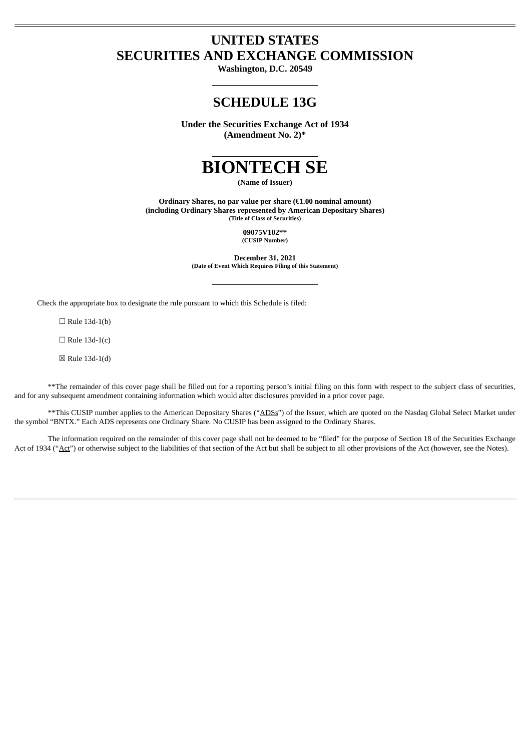# UNITED STATES
# SECURITIES AND EXCHANGE COMMISSION

**Washington, D.C. 20549**

## SCHEDULE 13G

**Under the Securities Exchange Act of 1934**
**(Amendment No. 2)***

# BIONTECH SE

**(Name of Issuer)**

**Ordinary Shares, no par value per share (€1.00 nominal amount)**
**(including Ordinary Shares represented by American Depositary Shares)**
**(Title of Class of Securities)**

**09075V102****
**(CUSIP Number)**

**December 31, 2021**
**(Date of Event Which Requires Filing of this Statement)**

Check the appropriate box to designate the rule pursuant to which this Schedule is filed:

☐ Rule 13d-1(b)

☐ Rule 13d-1(c)

☒ Rule 13d-1(d)

**The remainder of this cover page shall be filled out for a reporting person's initial filing on this form with respect to the subject class of securities, and for any subsequent amendment containing information which would alter disclosures provided in a prior cover page.

**This CUSIP number applies to the American Depositary Shares ("ADSs") of the Issuer, which are quoted on the Nasdaq Global Select Market under the symbol "BNTX." Each ADS represents one Ordinary Share. No CUSIP has been assigned to the Ordinary Shares.

The information required on the remainder of this cover page shall not be deemed to be "filed" for the purpose of Section 18 of the Securities Exchange Act of 1934 ("Act") or otherwise subject to the liabilities of that section of the Act but shall be subject to all other provisions of the Act (however, see the Notes).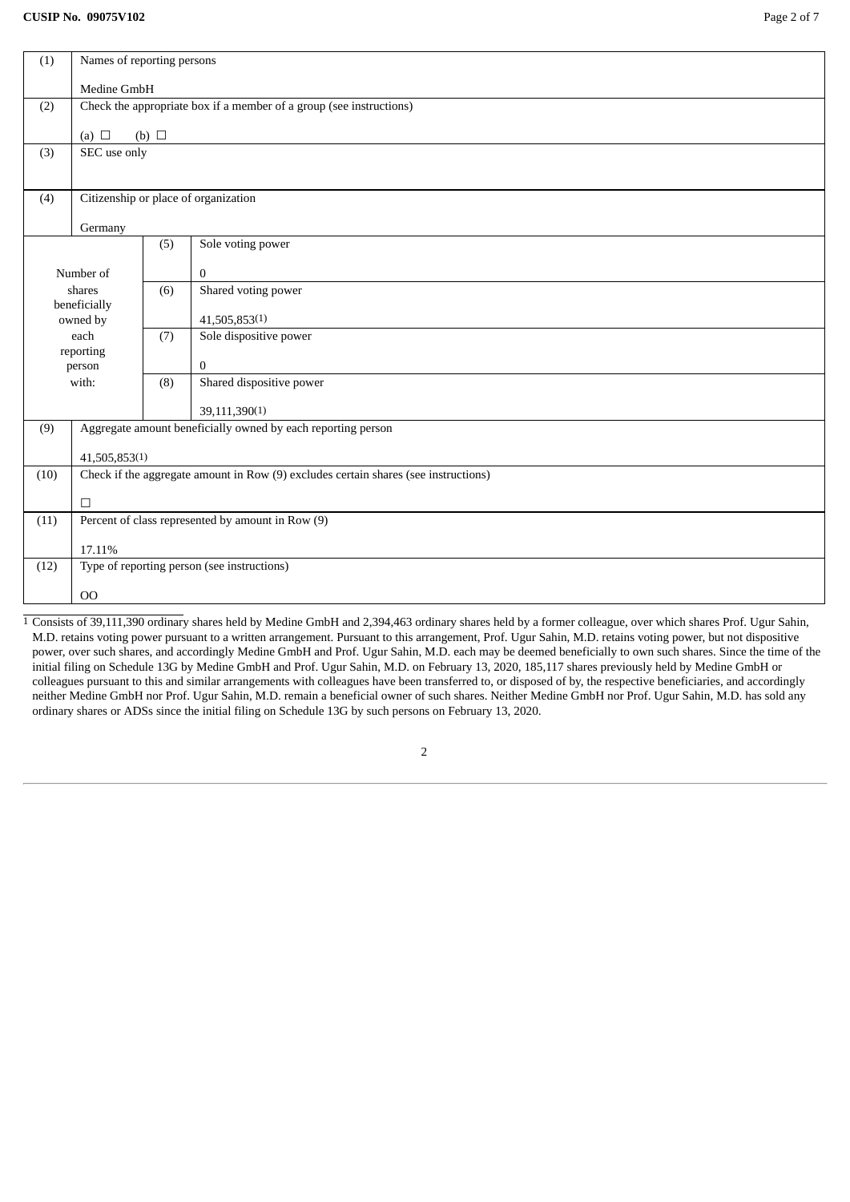CUSIP No. 09075V102

| (1) | Names of reporting persons<br><br>Medine GmbH | |
|---|---|---|
| (2) | Check the appropriate box if a member of a group (see instructions)<br><br>(a) ☐ (b) ☐ | |
| (3) | SEC use only | |
| (4) | Citizenship or place of organization<br><br>Germany | |
| Number of shares beneficially owned by each reporting person with: | (5) | Sole voting power<br><br>0 |
| | (6) | Shared voting power<br><br>41,505,853(1) |
| | (7) | Sole dispositive power<br><br>0 |
| | (8) | Shared dispositive power<br><br>39,111,390(1) |
| (9) | Aggregate amount beneficially owned by each reporting person<br><br>41,505,853(1) | |
| (10) | Check if the aggregate amount in Row (9) excludes certain shares (see instructions)<br><br>☐ | |
| (11) | Percent of class represented by amount in Row (9)<br><br>17.11% | |
| (12) | Type of reporting person (see instructions)<br><br>OO | |

[1] Consists of 39,111,390 ordinary shares held by Medine GmbH and 2,394,463 ordinary shares held by a former colleague, over which shares Prof. Ugur Sahin, M.D. retains voting power pursuant to a written arrangement. Pursuant to this arrangement, Prof. Ugur Sahin, M.D. retains voting power, but not dispositive power, over such shares, and accordingly Medine GmbH and Prof. Ugur Sahin, M.D. each may be deemed beneficially to own such shares. Since the time of the initial filing on Schedule 13G by Medine GmbH and Prof. Ugur Sahin, M.D. on February 13, 2020, 185,117 shares previously held by Medine GmbH or colleagues pursuant to this and similar arrangements with colleagues have been transferred to, or disposed of by, the respective beneficiaries, and accordingly neither Medine GmbH nor Prof. Ugur Sahin, M.D. remain a beneficial owner of such shares. Neither Medine GmbH nor Prof. Ugur Sahin, M.D. has sold any ordinary shares or ADSs since the initial filing on Schedule 13G by such persons on February 13, 2020.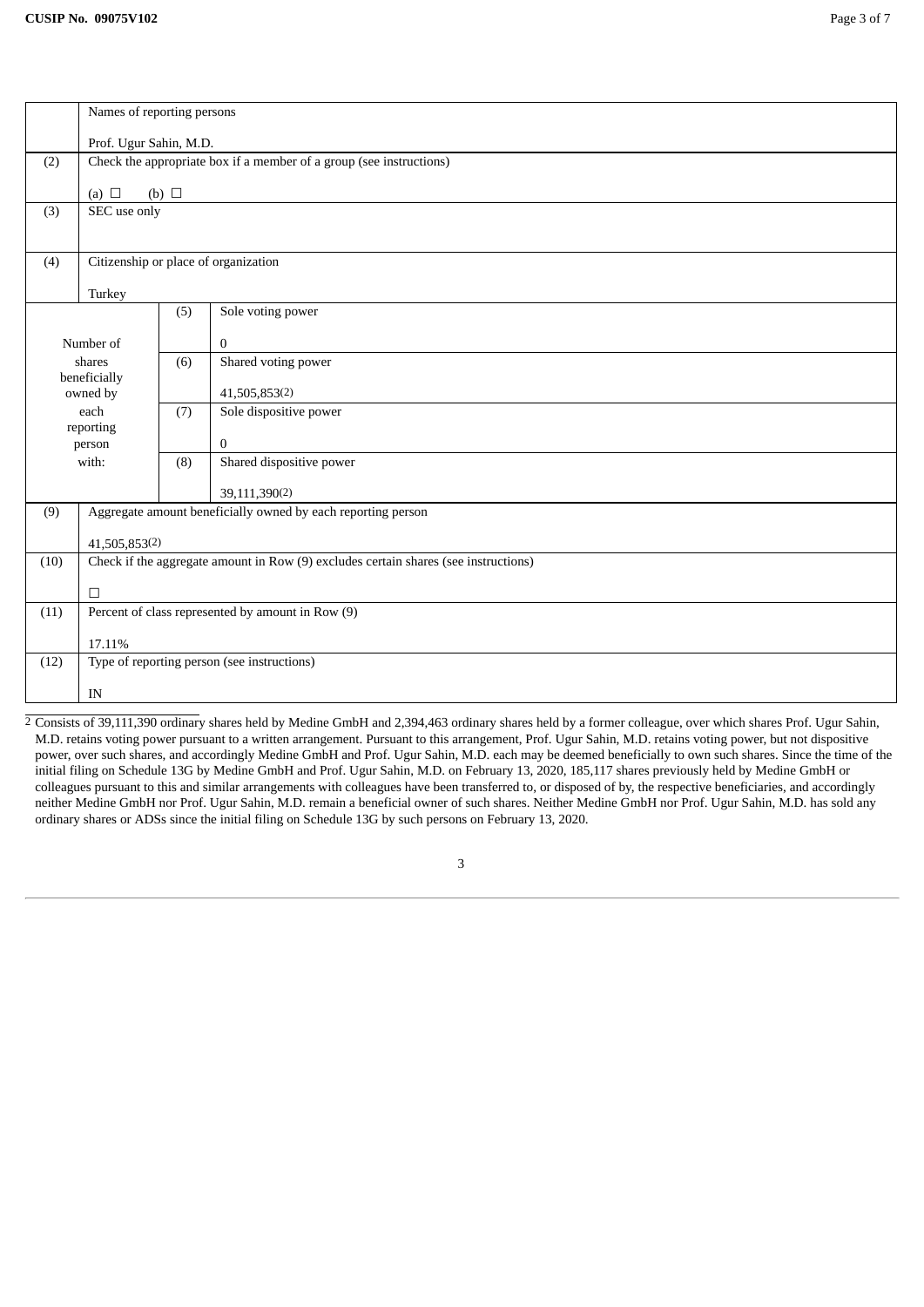| | Names of reporting persons<br><br>Prof. Ugur Sahin, M.D. | | |
|---|---|---|---|
| (2) | Check the appropriate box if a member of a group (see instructions)<br><br>(a) ☐ (b) ☐ | | |
| (3) | SEC use only | | |
| (4) | Citizenship or place of organization<br><br>Turkey | | |
| Number of shares beneficially owned by each reporting person with: | | (5) | Sole voting power<br><br>0 |
| | | (6) | Shared voting power<br><br>41,505,853(2) |
| | | (7) | Sole dispositive power<br><br>0 |
| | | (8) | Shared dispositive power<br><br>39,111,390(2) |
| (9) | Aggregate amount beneficially owned by each reporting person<br><br>41,505,853(2) | | |
| (10) | Check if the aggregate amount in Row (9) excludes certain shares (see instructions)<br><br>☐ | | |
| (11) | Percent of class represented by amount in Row (9)<br><br>17.11% | | |
| (12) | Type of reporting person (see instructions)<br><br>IN | | |

[2] Consists of 39,111,390 ordinary shares held by Medine GmbH and 2,394,463 ordinary shares held by a former colleague, over which shares Prof. Ugur Sahin, M.D. retains voting power pursuant to a written arrangement. Pursuant to this arrangement, Prof. Ugur Sahin, M.D. retains voting power, but not dispositive power, over such shares, and accordingly Medine GmbH and Prof. Ugur Sahin, M.D. each may be deemed beneficially to own such shares. Since the time of the initial filing on Schedule 13G by Medine GmbH and Prof. Ugur Sahin, M.D. on February 13, 2020, 185,117 shares previously held by Medine GmbH or colleagues pursuant to this and similar arrangements with colleagues have been transferred to, or disposed of by, the respective beneficiaries, and accordingly neither Medine GmbH nor Prof. Ugur Sahin, M.D. remain a beneficial owner of such shares. Neither Medine GmbH nor Prof. Ugur Sahin, M.D. has sold any ordinary shares or ADSs since the initial filing on Schedule 13G by such persons on February 13, 2020.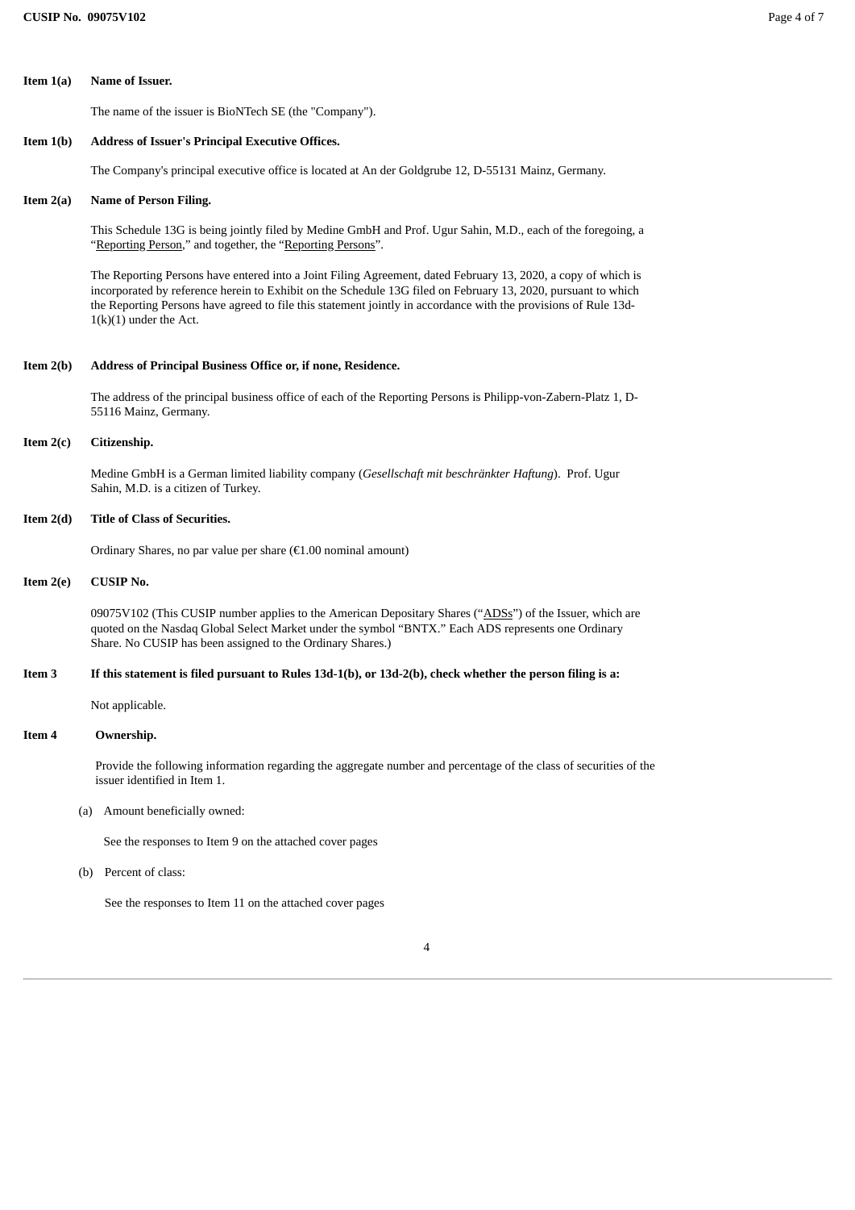**Item 1(a) Name of Issuer.**

The name of the issuer is BioNTech SE (the "Company").

**Item 1(b) Address of Issuer's Principal Executive Offices.**

The Company's principal executive office is located at An der Goldgrube 12, D-55131 Mainz, Germany.

**Item 2(a) Name of Person Filing.**

This Schedule 13G is being jointly filed by Medine GmbH and Prof. Ugur Sahin, M.D., each of the foregoing, a "Reporting Person," and together, the "Reporting Persons".

The Reporting Persons have entered into a Joint Filing Agreement, dated February 13, 2020, a copy of which is incorporated by reference herein to Exhibit on the Schedule 13G filed on February 13, 2020, pursuant to which the Reporting Persons have agreed to file this statement jointly in accordance with the provisions of Rule 13d-1(k)(1) under the Act.

**Item 2(b) Address of Principal Business Office or, if none, Residence.**

The address of the principal business office of each of the Reporting Persons is Philipp-von-Zabern-Platz 1, D-55116 Mainz, Germany.

**Item 2(c) Citizenship.**

Medine GmbH is a German limited liability company (*Gesellschaft mit beschränkter Haftung*). Prof. Ugur Sahin, M.D. is a citizen of Turkey.

**Item 2(d) Title of Class of Securities.**

Ordinary Shares, no par value per share (€1.00 nominal amount)

**Item 2(e) CUSIP No.**

09075V102 (This CUSIP number applies to the American Depositary Shares ("ADSs") of the Issuer, which are quoted on the Nasdaq Global Select Market under the symbol "BNTX." Each ADS represents one Ordinary Share. No CUSIP has been assigned to the Ordinary Shares.)

**Item 3 If this statement is filed pursuant to Rules 13d-1(b), or 13d-2(b), check whether the person filing is a:**

Not applicable.

**Item 4 Ownership.**

Provide the following information regarding the aggregate number and percentage of the class of securities of the issuer identified in Item 1.

(a) Amount beneficially owned:

See the responses to Item 9 on the attached cover pages

(b) Percent of class:

See the responses to Item 11 on the attached cover pages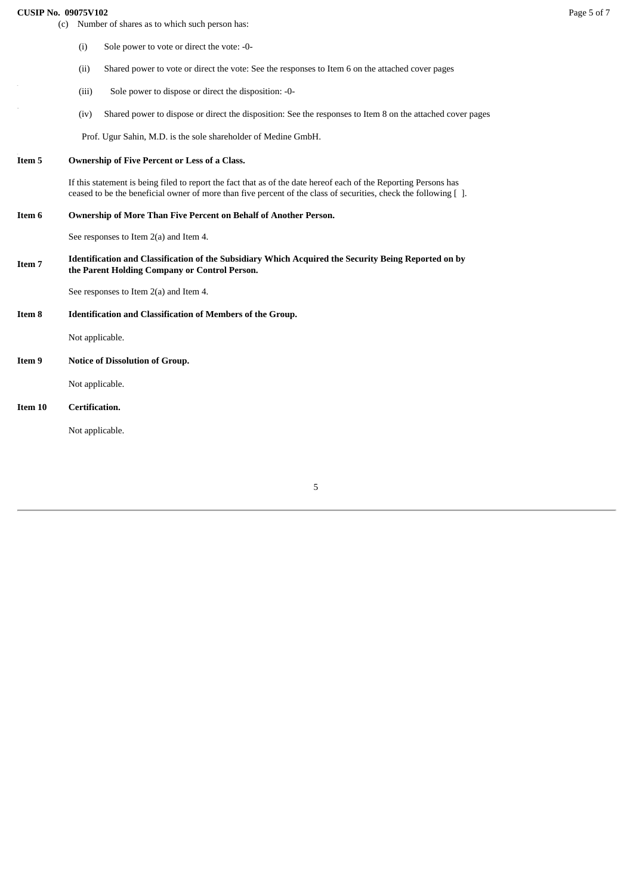(c) Number of shares as to which such person has:

(i) Sole power to vote or direct the vote: -0-

(ii) Shared power to vote or direct the vote: See the responses to Item 6 on the attached cover pages

(iii) Sole power to dispose or direct the disposition: -0-

(iv) Shared power to dispose or direct the disposition: See the responses to Item 8 on the attached cover pages

Prof. Ugur Sahin, M.D. is the sole shareholder of Medine GmbH.

**Item 5 Ownership of Five Percent or Less of a Class.**

If this statement is being filed to report the fact that as of the date hereof each of the Reporting Persons has ceased to be the beneficial owner of more than five percent of the class of securities, check the following [ ].

**Item 6 Ownership of More Than Five Percent on Behalf of Another Person.**

See responses to Item 2(a) and Item 4.

**Item 7 Identification and Classification of the Subsidiary Which Acquired the Security Being Reported on by the Parent Holding Company or Control Person.**

See responses to Item 2(a) and Item 4.

**Item 8 Identification and Classification of Members of the Group.**

Not applicable.

**Item 9 Notice of Dissolution of Group.**

Not applicable.

**Item 10 Certification.**

Not applicable.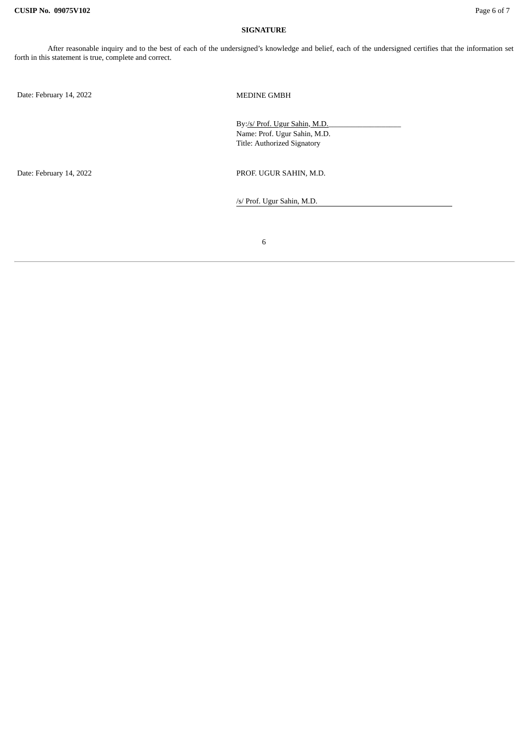## SIGNATURE

After reasonable inquiry and to the best of each of the undersigned's knowledge and belief, each of the undersigned certifies that the information set forth in this statement is true, complete and correct.

Date: February 14, 2022

MEDINE GMBH

By: /s/ Prof. Ugur Sahin, M.D.
Name: Prof. Ugur Sahin, M.D.
Title: Authorized Signatory

Date: February 14, 2022

PROF. UGUR SAHIN, M.D.

/s/ Prof. Ugur Sahin, M.D.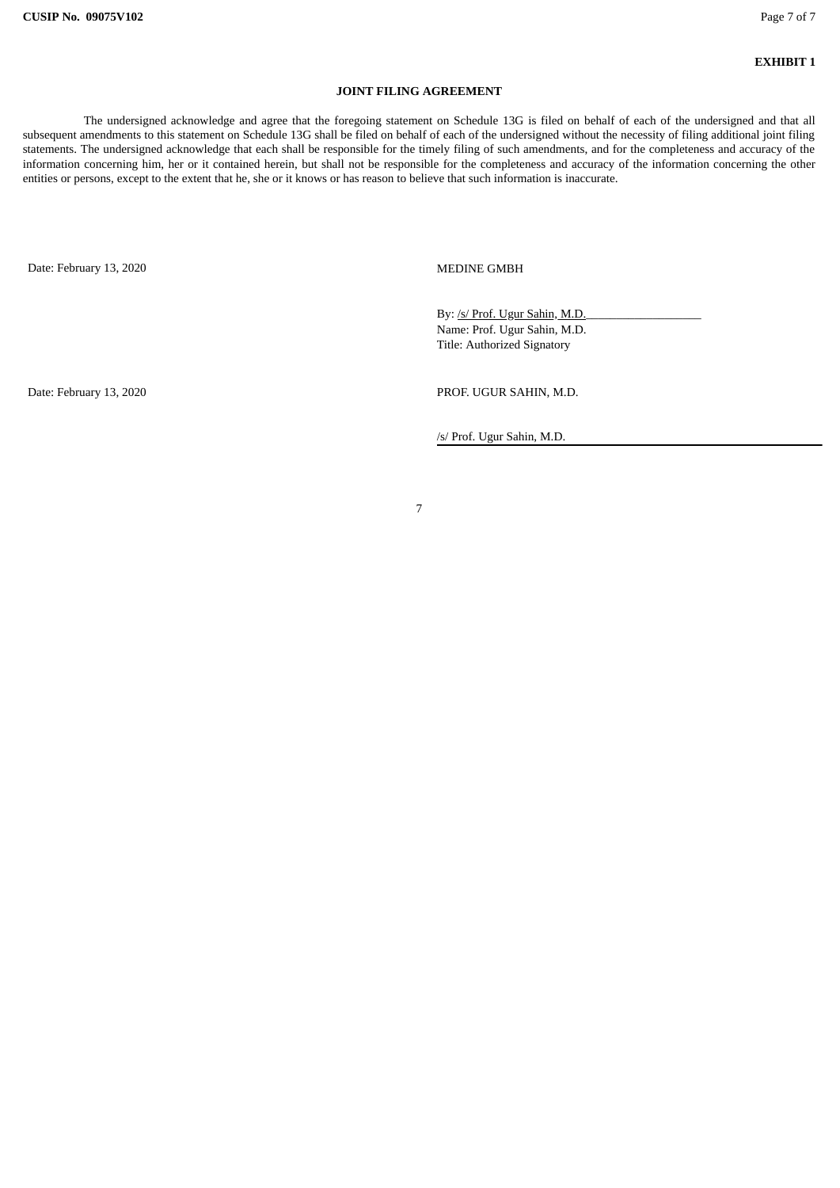**EXHIBIT 1**

**JOINT FILING AGREEMENT**

The undersigned acknowledge and agree that the foregoing statement on Schedule 13G is filed on behalf of each of the undersigned and that all subsequent amendments to this statement on Schedule 13G shall be filed on behalf of each of the undersigned without the necessity of filing additional joint filing statements. The undersigned acknowledge that each shall be responsible for the timely filing of such amendments, and for the completeness and accuracy of the information concerning him, her or it contained herein, but shall not be responsible for the completeness and accuracy of the information concerning the other entities or persons, except to the extent that he, she or it knows or has reason to believe that such information is inaccurate.

Date: February 13, 2020

MEDINE GMBH

By: /s/ Prof. Ugur Sahin, M.D.
Name: Prof. Ugur Sahin, M.D.
Title: Authorized Signatory

Date: February 13, 2020

PROF. UGUR SAHIN, M.D.

/s/ Prof. Ugur Sahin, M.D.